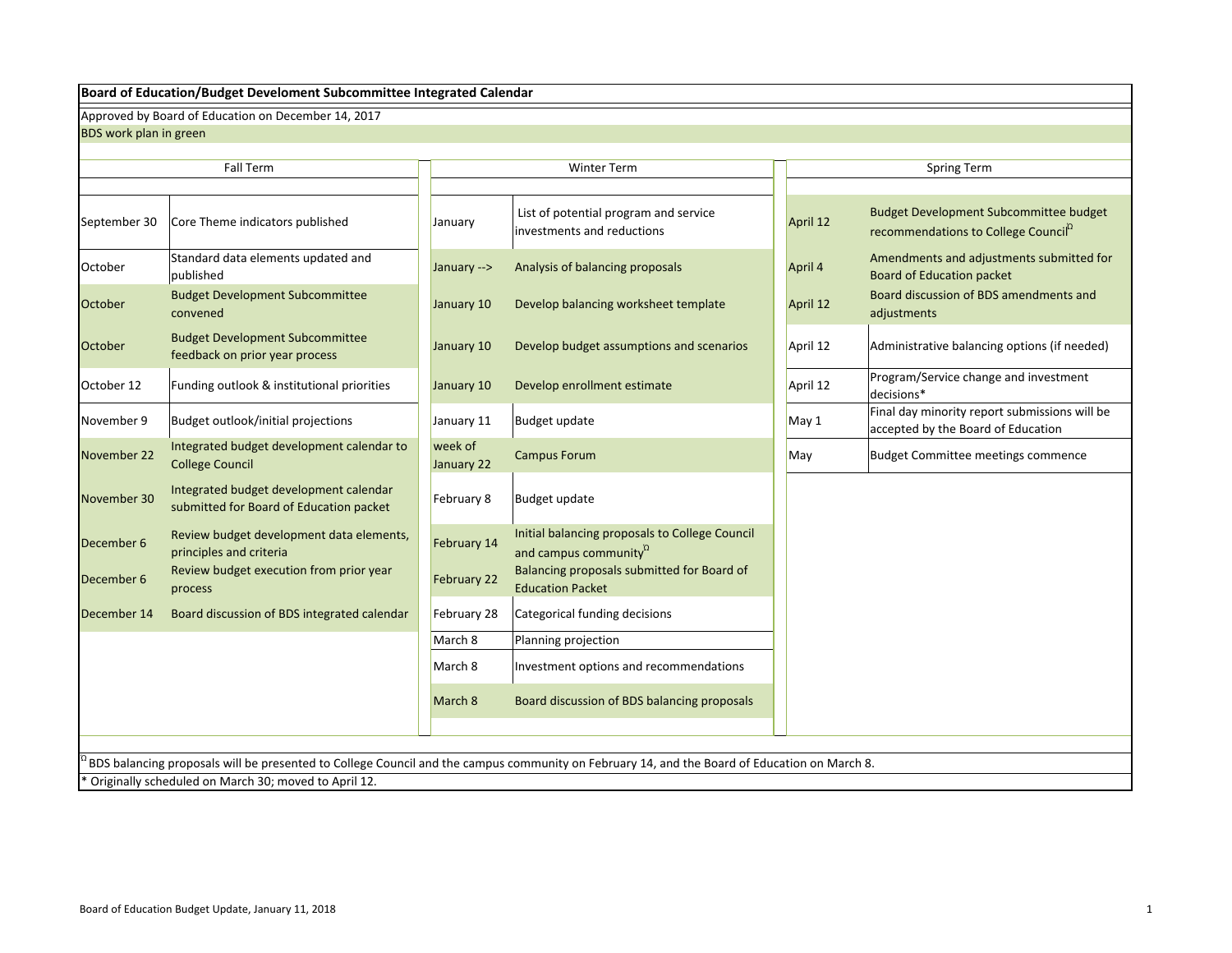**Board of Education/Budget Develoment Subcommittee Integrated Calendar**

Approved by Board of Education on December 14, 2017

BDS work plan in green

| Fall Term | | Winter Term | | Spring Term | |
|---|---|---|---|---|---|
| September 30 | Core Theme indicators published | January | List of potential program and service investments and reductions | April 12 | Budget Development Subcommittee budget recommendations to College Council[Ω] |
| October | Standard data elements updated and published | January --> | Analysis of balancing proposals | April 4 | Amendments and adjustments submitted for Board of Education packet |
| October | Budget Development Subcommittee convened | January 10 | Develop balancing worksheet template | April 12 | Board discussion of BDS amendments and adjustments |
| October | Budget Development Subcommittee feedback on prior year process | January 10 | Develop budget assumptions and scenarios | April 12 | Administrative balancing options (if needed) |
| October 12 | Funding outlook & institutional priorities | January 10 | Develop enrollment estimate | April 12 | Program/Service change and investment decisions* |
| November 9 | Budget outlook/initial projections | January 11 | Budget update | May 1 | Final day minority report submissions will be accepted by the Board of Education |
| November 22 | Integrated budget development calendar to College Council | week of January 22 | Campus Forum | May | Budget Committee meetings commence |
| November 30 | Integrated budget development calendar submitted for Board of Education packet | February 8 | Budget update | | |
| December 6 | Review budget development data elements, principles and criteria | February 14 | Initial balancing proposals to College Council and campus community[Ω] | | |
| December 6 | Review budget execution from prior year process | February 22 | Balancing proposals submitted for Board of Education Packet | | |
| December 14 | Board discussion of BDS integrated calendar | February 28 | Categorical funding decisions | | |
| | | March 8 | Planning projection | | |
| | | March 8 | Investment options and recommendations | | |
| | | March 8 | Board discussion of BDS balancing proposals | | |

[Ω] BDS balancing proposals will be presented to College Council and the campus community on February 14, and the Board of Education on March 8.

* Originally scheduled on March 30; moved to April 12.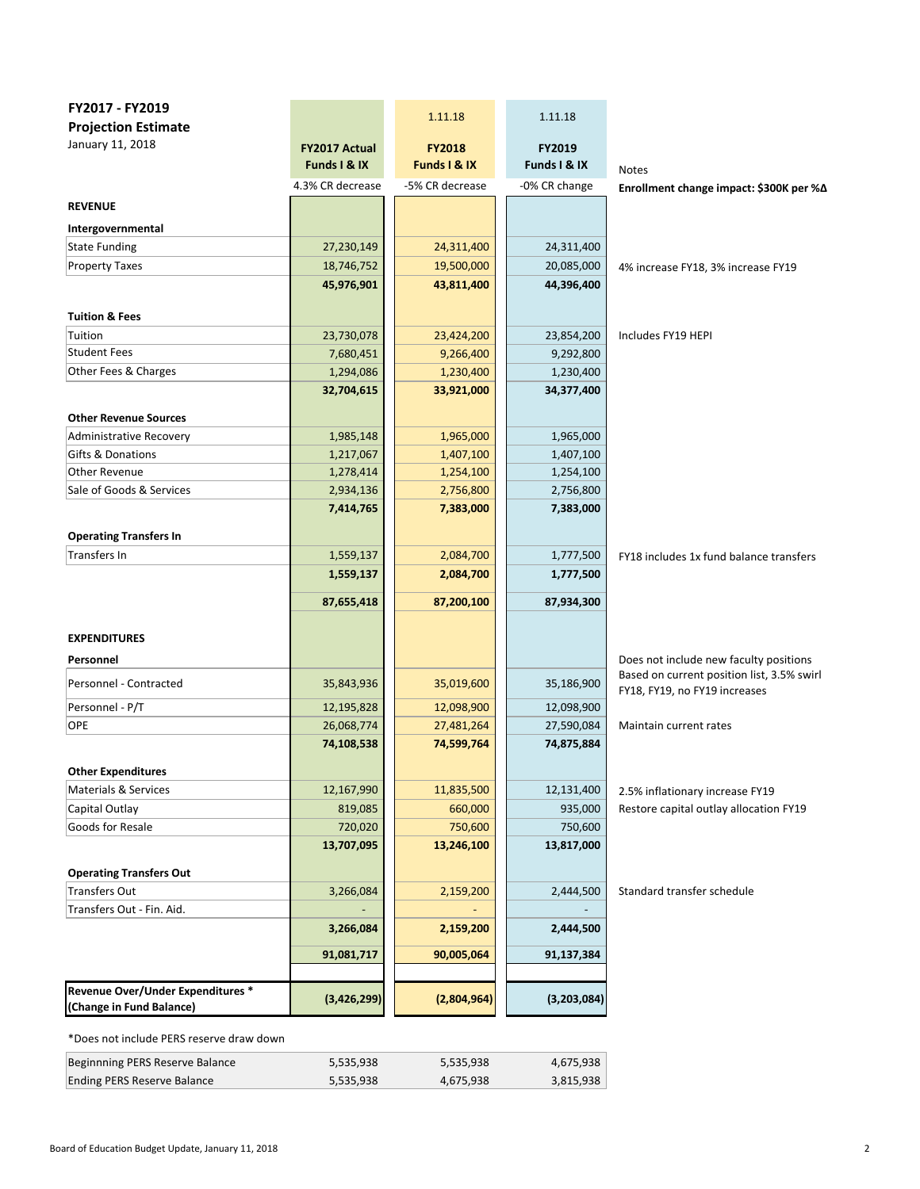## FY2017 - FY2019
## Projection Estimate
January 11, 2018

| | FY2017 Actual Funds I & IX | 1.11.18 FY2018 Funds I & IX | 1.11.18 FY2019 Funds I & IX | Notes |
|---|---|---|---|---|
| | 4.3% CR decrease | -5% CR decrease | -0% CR change | **Enrollment change impact: $300K per %Δ** |
| **REVENUE** | | | | |
| **Intergovernmental** | | | | |
| State Funding | 27,230,149 | 24,311,400 | 24,311,400 | |
| Property Taxes | 18,746,752 | 19,500,000 | 20,085,000 | 4% increase FY18, 3% increase FY19 |
| | **45,976,901** | **43,811,400** | **44,396,400** | |
| **Tuition & Fees** | | | | |
| Tuition | 23,730,078 | 23,424,200 | 23,854,200 | Includes FY19 HEPI |
| Student Fees | 7,680,451 | 9,266,400 | 9,292,800 | |
| Other Fees & Charges | 1,294,086 | 1,230,400 | 1,230,400 | |
| | **32,704,615** | **33,921,000** | **34,377,400** | |
| **Other Revenue Sources** | | | | |
| Administrative Recovery | 1,985,148 | 1,965,000 | 1,965,000 | |
| Gifts & Donations | 1,217,067 | 1,407,100 | 1,407,100 | |
| Other Revenue | 1,278,414 | 1,254,100 | 1,254,100 | |
| Sale of Goods & Services | 2,934,136 | 2,756,800 | 2,756,800 | |
| | **7,414,765** | **7,383,000** | **7,383,000** | |
| **Operating Transfers In** | | | | |
| Transfers In | 1,559,137 | 2,084,700 | 1,777,500 | FY18 includes 1x fund balance transfers |
| | **1,559,137** | **2,084,700** | **1,777,500** | |
| | **87,655,418** | **87,200,100** | **87,934,300** | |
| **EXPENDITURES** | | | | |
| **Personnel** | | | | Does not include new faculty positions |
| Personnel - Contracted | 35,843,936 | 35,019,600 | 35,186,900 | Based on current position list, 3.5% swirl FY18, FY19, no FY19 increases |
| Personnel - P/T | 12,195,828 | 12,098,900 | 12,098,900 | |
| OPE | 26,068,774 | 27,481,264 | 27,590,084 | Maintain current rates |
| | **74,108,538** | **74,599,764** | **74,875,884** | |
| **Other Expenditures** | | | | |
| Materials & Services | 12,167,990 | 11,835,500 | 12,131,400 | 2.5% inflationary increase FY19 |
| Capital Outlay | 819,085 | 660,000 | 935,000 | Restore capital outlay allocation FY19 |
| Goods for Resale | 720,020 | 750,600 | 750,600 | |
| | **13,707,095** | **13,246,100** | **13,817,000** | |
| **Operating Transfers Out** | | | | |
| Transfers Out | 3,266,084 | 2,159,200 | 2,444,500 | Standard transfer schedule |
| Transfers Out - Fin. Aid. | - | - | - | |
| | **3,266,084** | **2,159,200** | **2,444,500** | |
| | **91,081,717** | **90,005,064** | **91,137,384** | |
| **Revenue Over/Under Expenditures * (Change in Fund Balance)** | **(3,426,299)** | **(2,804,964)** | **(3,203,084)** | |

*Does not include PERS reserve draw down

| | | | |
|---|---|---|---|
| Beginnning PERS Reserve Balance | 5,535,938 | 5,535,938 | 4,675,938 |
| Ending PERS Reserve Balance | 5,535,938 | 4,675,938 | 3,815,938 |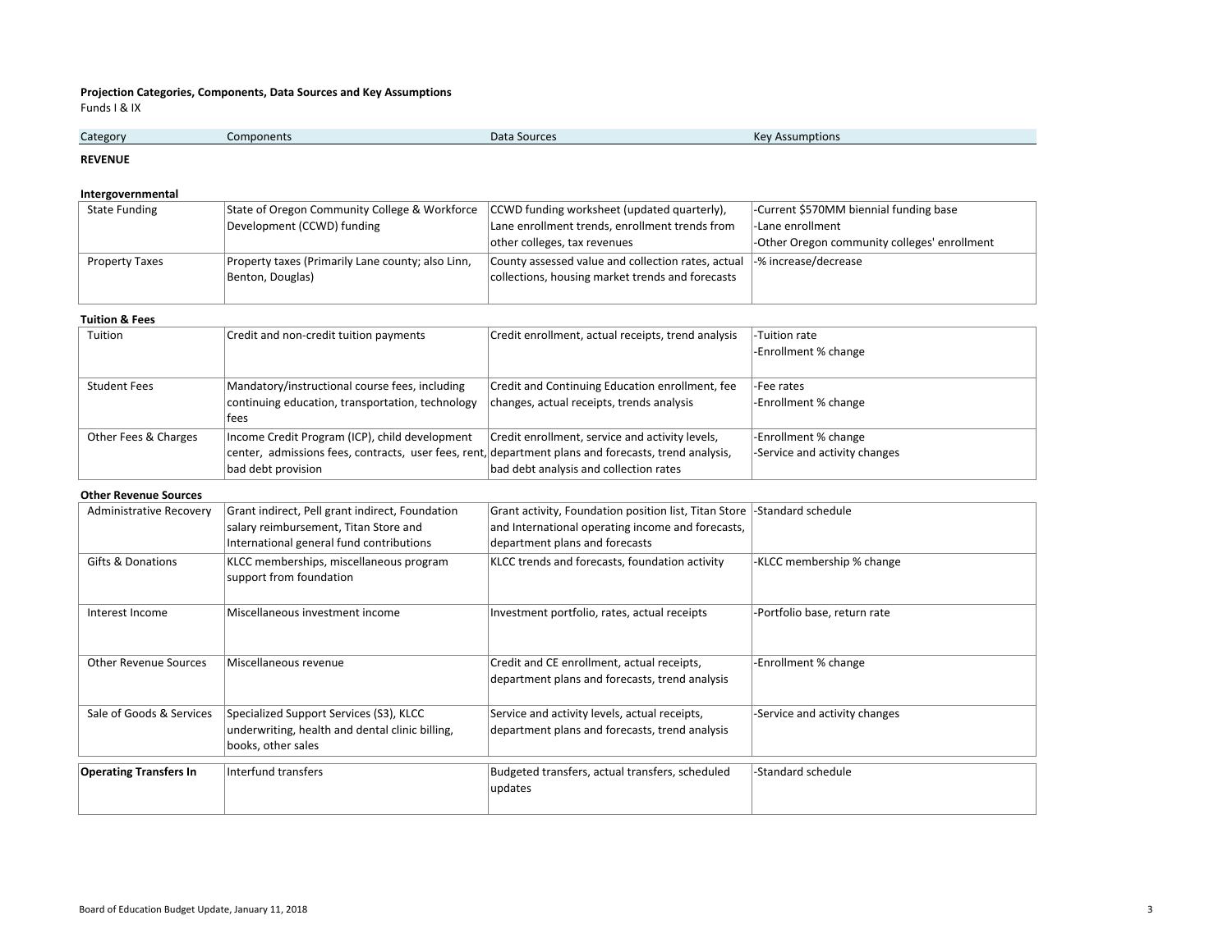**Projection Categories, Components, Data Sources and Key Assumptions**

Funds I & IX

| Category | Components | Data Sources | Key Assumptions |
|---|---|---|---|
| **REVENUE** | | | |
| **Intergovernmental** | | | |
| State Funding | State of Oregon Community College & Workforce Development (CCWD) funding | CCWD funding worksheet (updated quarterly), Lane enrollment trends, enrollment trends from other colleges, tax revenues | -Current $570MM biennial funding base<br>-Lane enrollment<br>-Other Oregon community colleges' enrollment |
| Property Taxes | Property taxes (Primarily Lane county; also Linn, Benton, Douglas) | County assessed value and collection rates, actual collections, housing market trends and forecasts | -% increase/decrease |
| **Tuition & Fees** | | | |
| Tuition | Credit and non-credit tuition payments | Credit enrollment, actual receipts, trend analysis | -Tuition rate<br>-Enrollment % change |
| Student Fees | Mandatory/instructional course fees, including continuing education, transportation, technology fees | Credit and Continuing Education enrollment, fee changes, actual receipts, trends analysis | -Fee rates<br>-Enrollment % change |
| Other Fees & Charges | Income Credit Program (ICP), child development center, admissions fees, contracts, user fees, rent, bad debt provision | Credit enrollment, service and activity levels, department plans and forecasts, trend analysis, bad debt analysis and collection rates | -Enrollment % change<br>-Service and activity changes |
| **Other Revenue Sources** | | | |
| Administrative Recovery | Grant indirect, Pell grant indirect, Foundation salary reimbursement, Titan Store and International general fund contributions | Grant activity, Foundation position list, Titan Store and International operating income and forecasts, department plans and forecasts | -Standard schedule |
| Gifts & Donations | KLCC memberships, miscellaneous program support from foundation | KLCC trends and forecasts, foundation activity | -KLCC membership % change |
| Interest Income | Miscellaneous investment income | Investment portfolio, rates, actual receipts | -Portfolio base, return rate |
| Other Revenue Sources | Miscellaneous revenue | Credit and CE enrollment, actual receipts, department plans and forecasts, trend analysis | -Enrollment % change |
| Sale of Goods & Services | Specialized Support Services (S3), KLCC underwriting, health and dental clinic billing, books, other sales | Service and activity levels, actual receipts, department plans and forecasts, trend analysis | -Service and activity changes |
| **Operating Transfers In** | Interfund transfers | Budgeted transfers, actual transfers, scheduled updates | -Standard schedule |

Board of Education Budget Update, January 11, 2018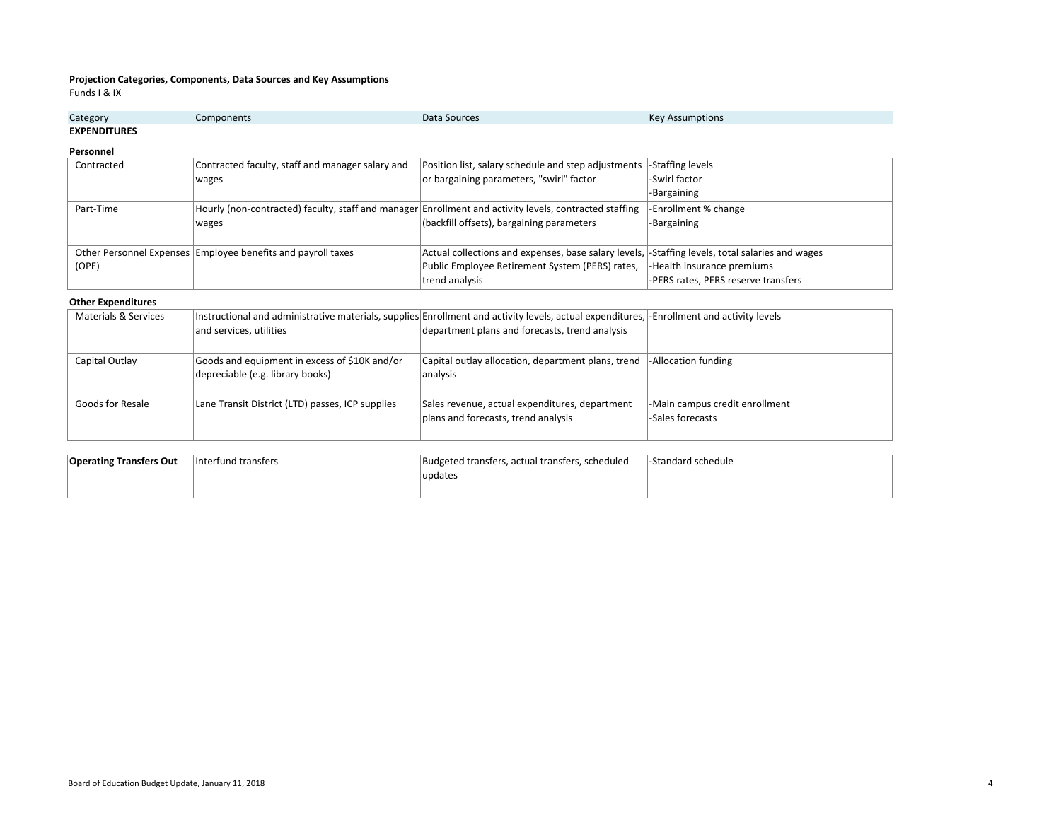**Projection Categories, Components, Data Sources and Key Assumptions**

Funds I & IX

| Category | Components | Data Sources | Key Assumptions |
|---|---|---|---|
| **EXPENDITURES** | | | |
| **Personnel** | | | |
| Contracted | Contracted faculty, staff and manager salary and wages | Position list, salary schedule and step adjustments or bargaining parameters, "swirl" factor | -Staffing levels<br>-Swirl factor<br>-Bargaining |
| Part-Time | Hourly (non-contracted) faculty, staff and manager wages | Enrollment and activity levels, contracted staffing (backfill offsets), bargaining parameters | -Enrollment % change<br>-Bargaining |
| Other Personnel Expenses (OPE) | Employee benefits and payroll taxes | Actual collections and expenses, base salary levels, Public Employee Retirement System (PERS) rates, trend analysis | -Staffing levels, total salaries and wages<br>-Health insurance premiums<br>-PERS rates, PERS reserve transfers |
| **Other Expenditures** | | | |
| Materials & Services | Instructional and administrative materials, supplies and services, utilities | Enrollment and activity levels, actual expenditures, department plans and forecasts, trend analysis | -Enrollment and activity levels |
| Capital Outlay | Goods and equipment in excess of $10K and/or depreciable (e.g. library books) | Capital outlay allocation, department plans, trend analysis | -Allocation funding |
| Goods for Resale | Lane Transit District (LTD) passes, ICP supplies | Sales revenue, actual expenditures, department plans and forecasts, trend analysis | -Main campus credit enrollment<br>-Sales forecasts |
| **Operating Transfers Out** | Interfund transfers | Budgeted transfers, actual transfers, scheduled updates | -Standard schedule |

Board of Education Budget Update, January 11, 2018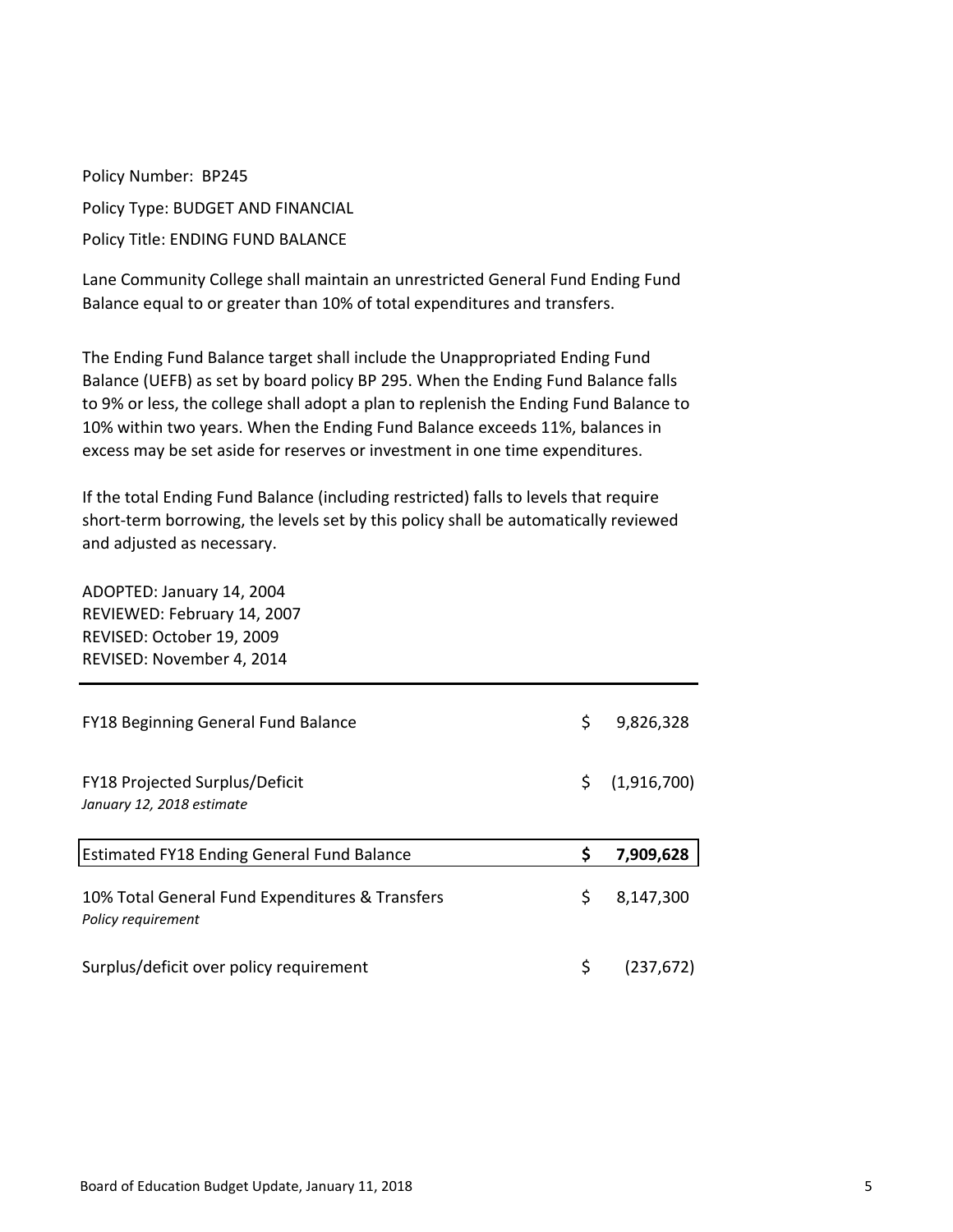Policy Number: BP245

Policy Type: BUDGET AND FINANCIAL

Policy Title: ENDING FUND BALANCE

Lane Community College shall maintain an unrestricted General Fund Ending Fund Balance equal to or greater than 10% of total expenditures and transfers.

The Ending Fund Balance target shall include the Unappropriated Ending Fund Balance (UEFB) as set by board policy BP 295. When the Ending Fund Balance falls to 9% or less, the college shall adopt a plan to replenish the Ending Fund Balance to 10% within two years. When the Ending Fund Balance exceeds 11%, balances in excess may be set aside for reserves or investment in one time expenditures.

If the total Ending Fund Balance (including restricted) falls to levels that require short-term borrowing, the levels set by this policy shall be automatically reviewed and adjusted as necessary.

ADOPTED: January 14, 2004
REVIEWED: February 14, 2007
REVISED: October 19, 2009
REVISED: November 4, 2014

| | | |
|---|---|---|
| FY18 Beginning General Fund Balance | $ | 9,826,328 |
| FY18 Projected Surplus/Deficit<br>*January 12, 2018 estimate* | $ | (1,916,700) |
| Estimated FY18 Ending General Fund Balance | **$** | **7,909,628** |
| 10% Total General Fund Expenditures & Transfers<br>*Policy requirement* | $ | 8,147,300 |
| Surplus/deficit over policy requirement | $ | (237,672) |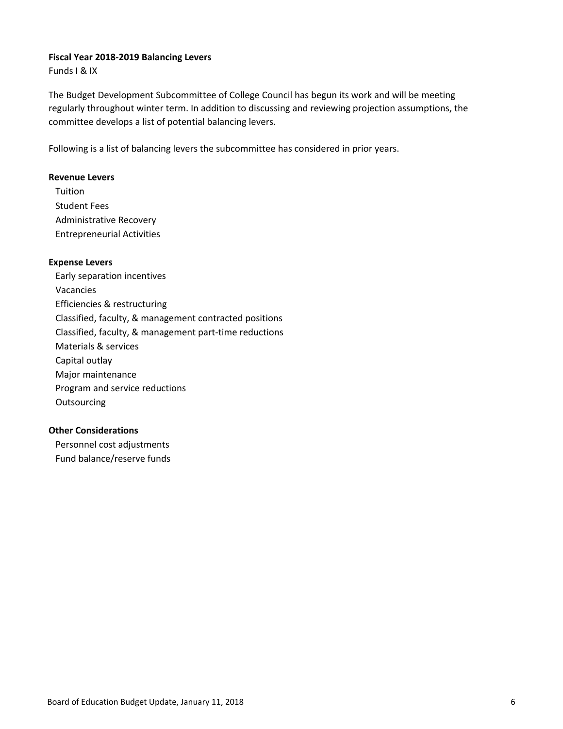**Fiscal Year 2018-2019 Balancing Levers**

Funds I & IX

The Budget Development Subcommittee of College Council has begun its work and will be meeting regularly throughout winter term. In addition to discussing and reviewing projection assumptions, the committee develops a list of potential balancing levers.

Following is a list of balancing levers the subcommittee has considered in prior years.

**Revenue Levers**

- Tuition
- Student Fees
- Administrative Recovery
- Entrepreneurial Activities

**Expense Levers**

- Early separation incentives
- Vacancies
- Efficiencies & restructuring
- Classified, faculty, & management contracted positions
- Classified, faculty, & management part-time reductions
- Materials & services
- Capital outlay
- Major maintenance
- Program and service reductions
- Outsourcing

**Other Considerations**

- Personnel cost adjustments
- Fund balance/reserve funds